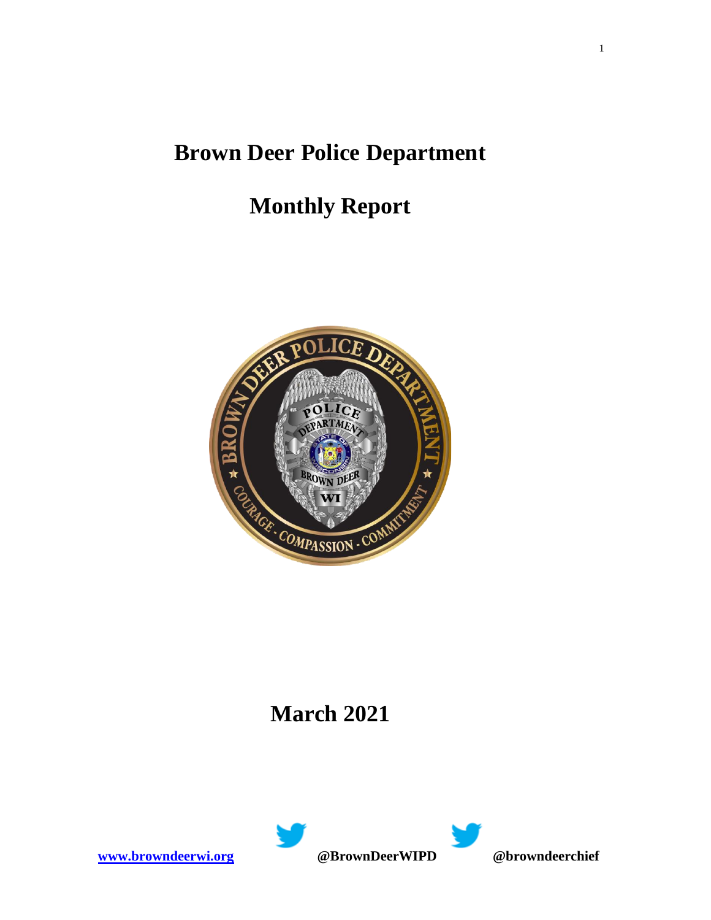# Brown Deer Police Department

# Monthly Report

# March 2021

**[www.browndeerwi.org](http://www.browndeerwi.org)** **@BrownDeerWIPD** **@browndeerchief**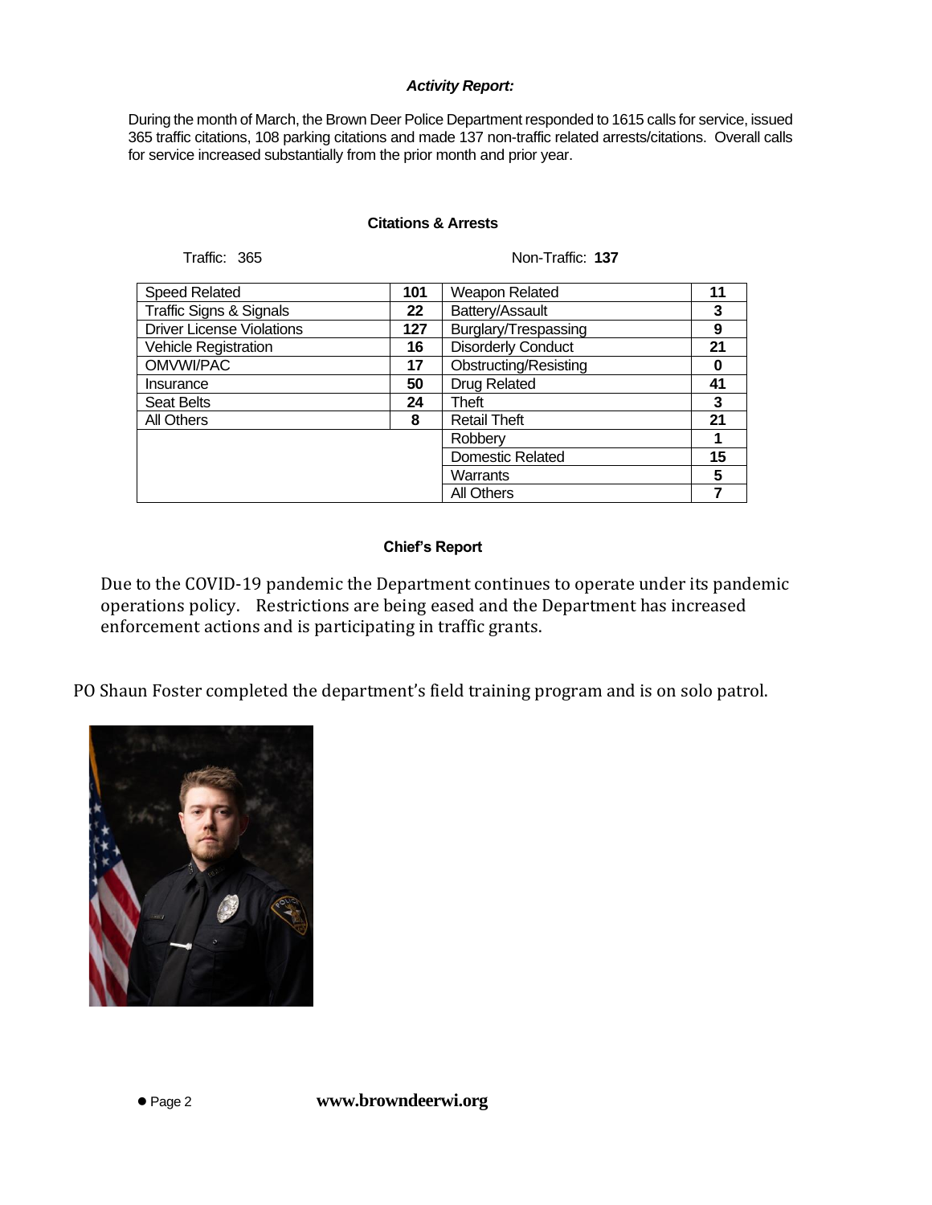### *Activity Report:*

During the month of March, the Brown Deer Police Department responded to 1615 calls for service, issued 365 traffic citations, 108 parking citations and made 137 non-traffic related arrests/citations. Overall calls for service increased substantially from the prior month and prior year.

#### Citations & Arrests

Traffic: 365 — Non-Traffic: **137**

| Traffic | | Non-Traffic | |
|---|---|---|---|
| Speed Related | **101** | Weapon Related | **11** |
| Traffic Signs & Signals | **22** | Battery/Assault | **3** |
| Driver License Violations | **127** | Burglary/Trespassing | **9** |
| Vehicle Registration | **16** | Disorderly Conduct | **21** |
| OMVWI/PAC | **17** | Obstructing/Resisting | **0** |
| Insurance | **50** | Drug Related | **41** |
| Seat Belts | **24** | Theft | **3** |
| All Others | **8** | Retail Theft | **21** |
| | | Robbery | **1** |
| | | Domestic Related | **15** |
| | | Warrants | **5** |
| | | All Others | **7** |

#### Chief's Report

Due to the COVID-19 pandemic the Department continues to operate under its pandemic operations policy. Restrictions are being eased and the Department has increased enforcement actions and is participating in traffic grants.

PO Shaun Foster completed the department's field training program and is on solo patrol.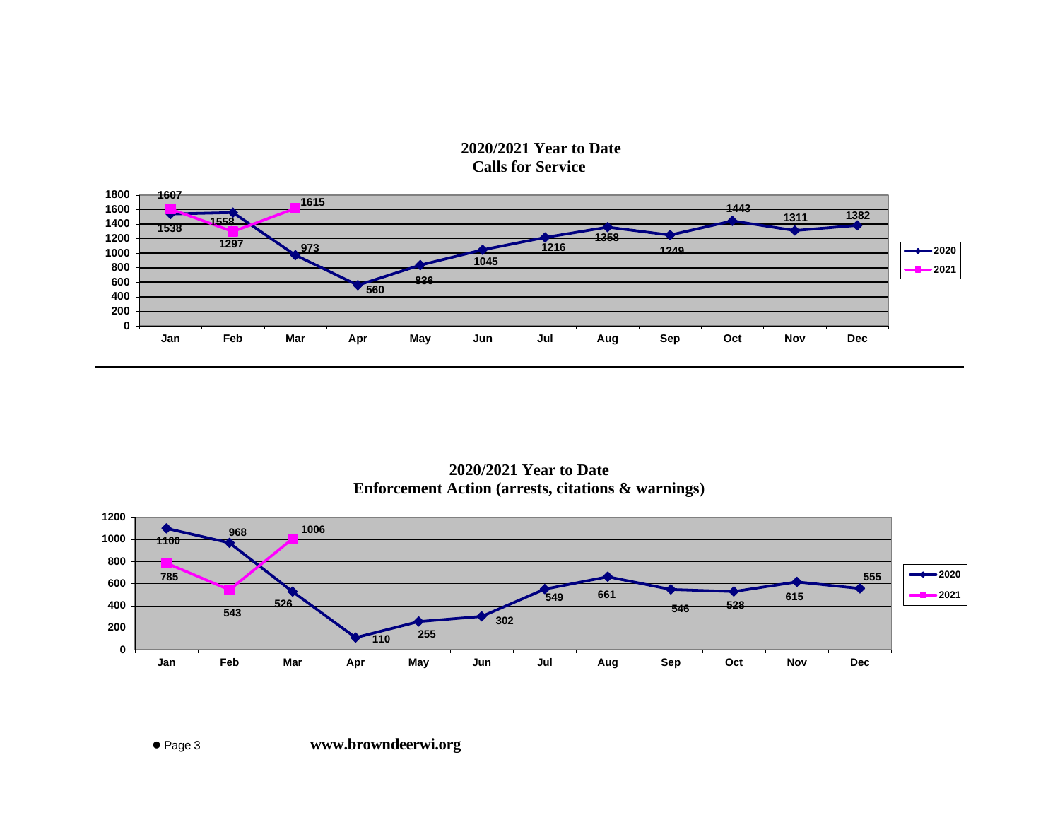## 2020/2021 Year to Date Calls for Service

| Month | 2020 | 2021 |
|---|---|---|
| Jan | 1538 | 1607 |
| Feb | 1558 | 1297 |
| Mar | 973 | 1615 |
| Apr | 560 | |
| May | 836 | |
| Jun | 1045 | |
| Jul | 1216 | |
| Aug | 1358 | |
| Sep | 1249 | |
| Oct | 1443 | |
| Nov | 1311 | |
| Dec | 1382 | |

## 2020/2021 Year to Date Enforcement Action (arrests, citations & warnings)

| Month | 2020 | 2021 |
|---|---|---|
| Jan | 1100 | 785 |
| Feb | 968 | 543 |
| Mar | 526 | 1006 |
| Apr | 110 | |
| May | 255 | |
| Jun | 302 | |
| Jul | 549 | |
| Aug | 661 | |
| Sep | 546 | |
| Oct | 528 | |
| Nov | 615 | |
| Dec | 555 | |

**www.browndeerwi.org**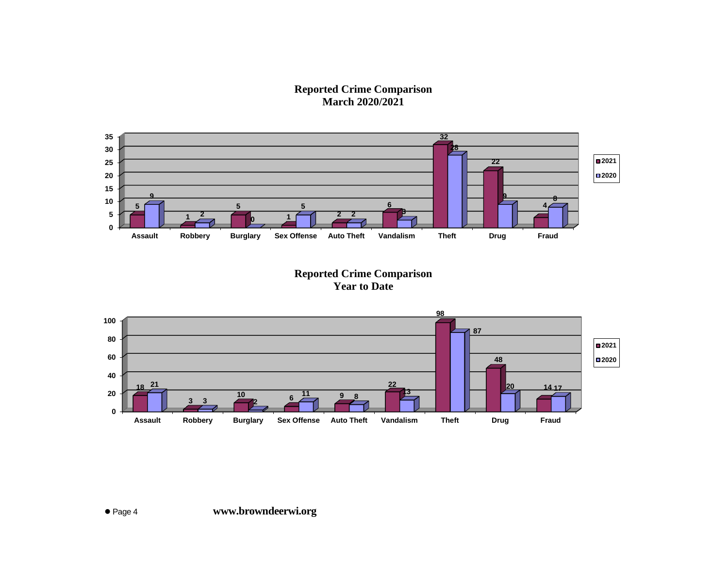## Reported Crime Comparison
## March 2020/2021

| Crime | 2021 | 2020 |
|---|---|---|
| Assault | 5 | 9 |
| Robbery | 1 | 2 |
| Burglary | 5 | 0 |
| Sex Offense | 1 | 5 |
| Auto Theft | 2 | 2 |
| Vandalism | 6 | 3 |
| Theft | 32 | 28 |
| Drug | 22 | 9 |
| Fraud | 4 | 8 |

## Reported Crime Comparison
## Year to Date

| Crime | 2021 | 2020 |
|---|---|---|
| Assault | 18 | 21 |
| Robbery | 3 | 3 |
| Burglary | 10 | 2 |
| Sex Offense | 6 | 11 |
| Auto Theft | 9 | 8 |
| Vandalism | 22 | 13 |
| Theft | 98 | 87 |
| Drug | 48 | 20 |
| Fraud | 14 | 17 |

**www.browndeerwi.org**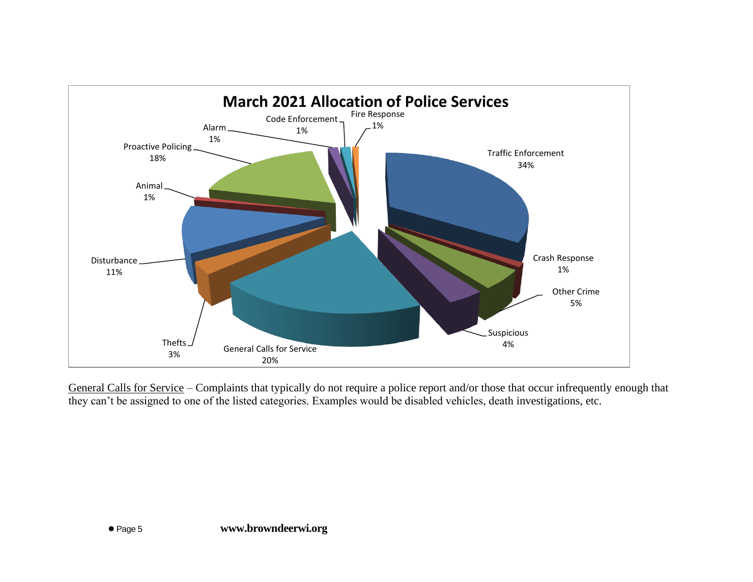## March 2021 Allocation of Police Services

| Category | Percentage |
|---|---|
| Traffic Enforcement | 34% |
| Crash Response | 1% |
| Other Crime | 5% |
| Suspicious | 4% |
| General Calls for Service | 20% |
| Thefts | 3% |
| Disturbance | 11% |
| Animal | 1% |
| Proactive Policing | 18% |
| Alarm | 1% |
| Code Enforcement | 1% |
| Fire Response | 1% |

General Calls for Service – Complaints that typically do not require a police report and/or those that occur infrequently enough that they can't be assigned to one of the listed categories. Examples would be disabled vehicles, death investigations, etc.

**www.browndeerwi.org**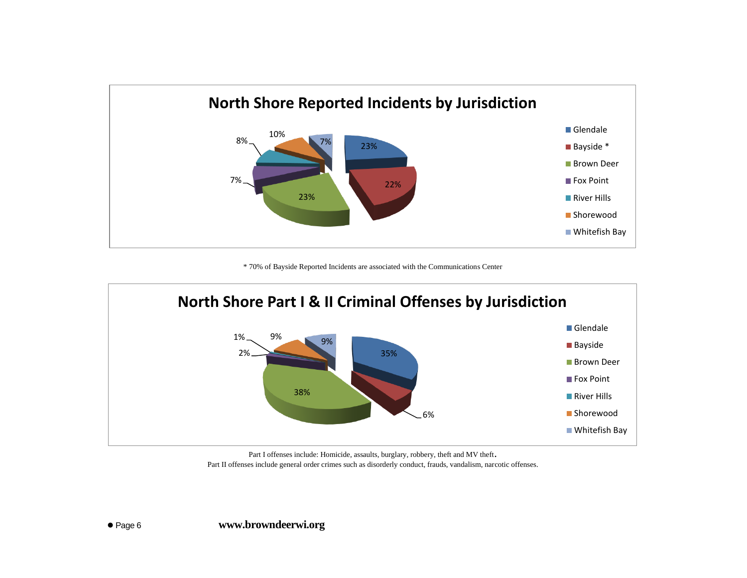## North Shore Reported Incidents by Jurisdiction

| Jurisdiction | Percentage |
|---|---|
| Glendale | 23% |
| Bayside * | 22% |
| Brown Deer | 23% |
| Fox Point | 7% |
| River Hills | 8% |
| Shorewood | 10% |
| Whitefish Bay | 7% |

* 70% of Bayside Reported Incidents are associated with the Communications Center

## North Shore Part I & II Criminal Offenses by Jurisdiction

| Jurisdiction | Percentage |
|---|---|
| Glendale | 35% |
| Bayside | 6% |
| Brown Deer | 38% |
| Fox Point | 2% |
| River Hills | 1% |
| Shorewood | 9% |
| Whitefish Bay | 9% |

Part I offenses include: Homicide, assaults, burglary, robbery, theft and MV theft.
Part II offenses include general order crimes such as disorderly conduct, frauds, vandalism, narcotic offenses.

**www.browndeerwi.org**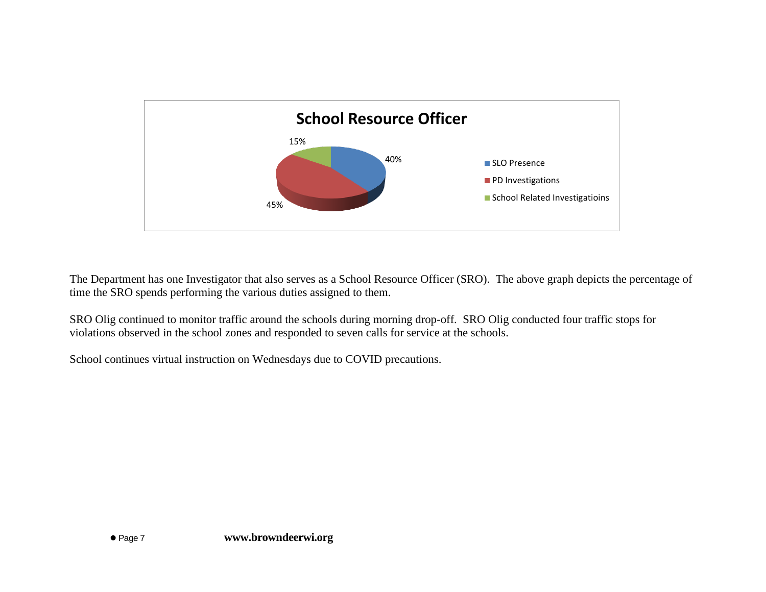**School Resource Officer**

15%

40%

45%

SLO Presence

PD Investigations

School Related Investigatioins

The Department has one Investigator that also serves as a School Resource Officer (SRO). The above graph depicts the percentage of time the SRO spends performing the various duties assigned to them.

SRO Olig continued to monitor traffic around the schools during morning drop-off. SRO Olig conducted four traffic stops for violations observed in the school zones and responded to seven calls for service at the schools.

School continues virtual instruction on Wednesdays due to COVID precautions.